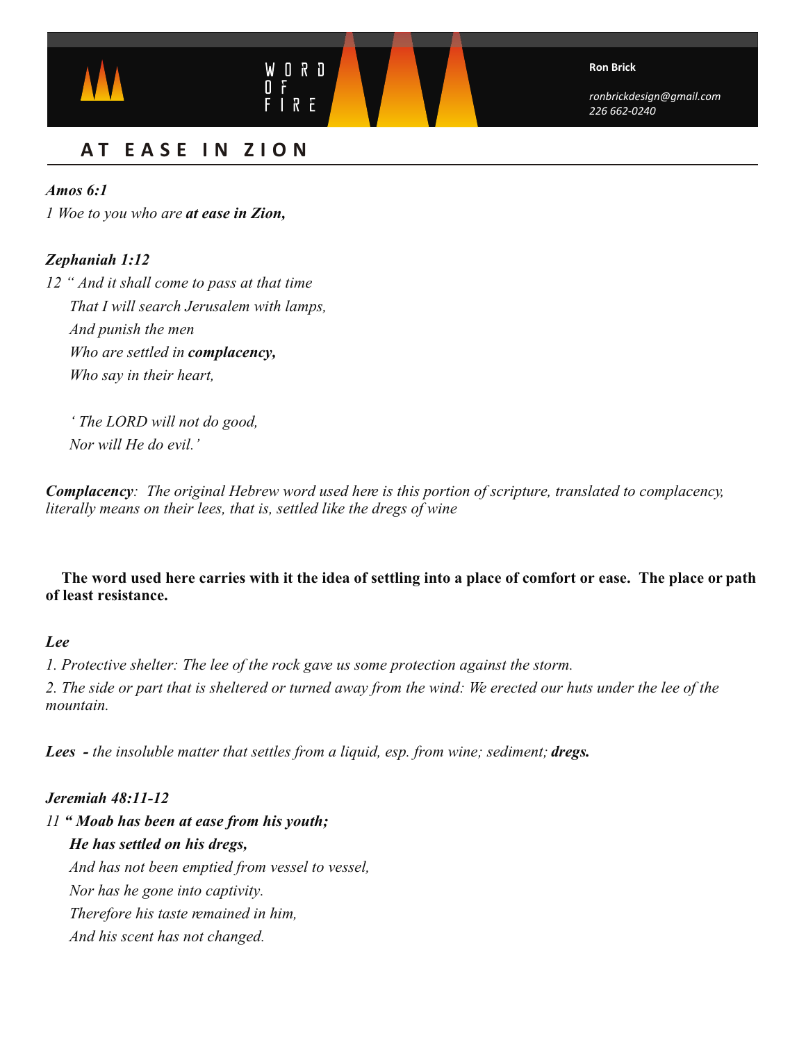WORD OF FIRE

**Ron Brick**

*ronbrickdesign@gmail.com*
*226 662-0240*

## AT EASE IN ZION

***Amos 6:1***

*1 Woe to you who are* ***at ease in Zion,***

***Zephaniah 1:12***

*12 " And it shall come to pass at that time*
*That I will search Jerusalem with lamps,*
*And punish the men*
*Who are settled in* ***complacency,***
*Who say in their heart,*

*' The LORD will not do good,*
*Nor will He do evil.'*

***Complacency****: The original Hebrew word used here is this portion of scripture, translated to complacency, literally means on their lees, that is, settled like the dregs of wine*

**The word used here carries with it the idea of settling into a place of comfort or ease. The place or path of least resistance.**

***Lee***

*1. Protective shelter: The lee of the rock gave us some protection against the storm.*

*2. The side or part that is sheltered or turned away from the wind: We erected our huts under the lee of the mountain.*

***Lees*** *- the insoluble matter that settles from a liquid, esp. from wine; sediment;* ***dregs.***

***Jeremiah 48:11-12***

*11* ***" Moab has been at ease from his youth;***
***He has settled on his dregs,***
*And has not been emptied from vessel to vessel,*
*Nor has he gone into captivity.*
*Therefore his taste remained in him,*
*And his scent has not changed.*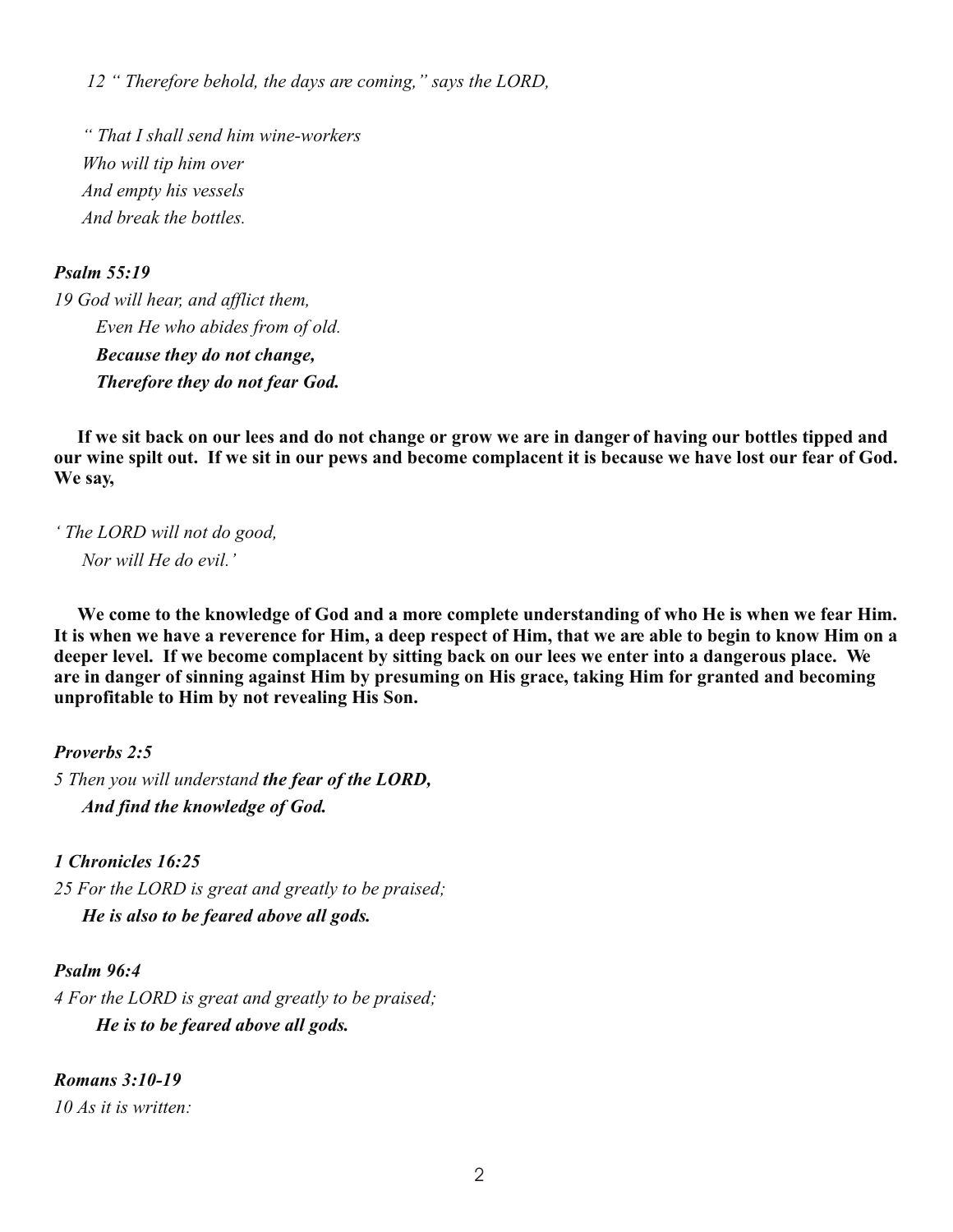*12 " Therefore behold, the days are coming," says the LORD,*

*" That I shall send him wine-workers*
*Who will tip him over*
*And empty his vessels*
*And break the bottles.*

***Psalm 55:19***

*19 God will hear, and afflict them,*
*Even He who abides from of old.*
***Because they do not change,***
***Therefore they do not fear God.***

**If we sit back on our lees and do not change or grow we are in danger of having our bottles tipped and our wine spilt out. If we sit in our pews and become complacent it is because we have lost our fear of God. We say,**

*' The LORD will not do good,*
*Nor will He do evil.'*

**We come to the knowledge of God and a more complete understanding of who He is when we fear Him. It is when we have a reverence for Him, a deep respect of Him, that we are able to begin to know Him on a deeper level. If we become complacent by sitting back on our lees we enter into a dangerous place. We are in danger of sinning against Him by presuming on His grace, taking Him for granted and becoming unprofitable to Him by not revealing His Son.**

***Proverbs 2:5***

*5 Then you will understand **the fear of the LORD,***
***And find the knowledge of God.***

***1 Chronicles 16:25***

*25 For the LORD is great and greatly to be praised;*
***He is also to be feared above all gods.***

***Psalm 96:4***

*4 For the LORD is great and greatly to be praised;*
***He is to be feared above all gods.***

***Romans 3:10-19***

*10 As it is written:*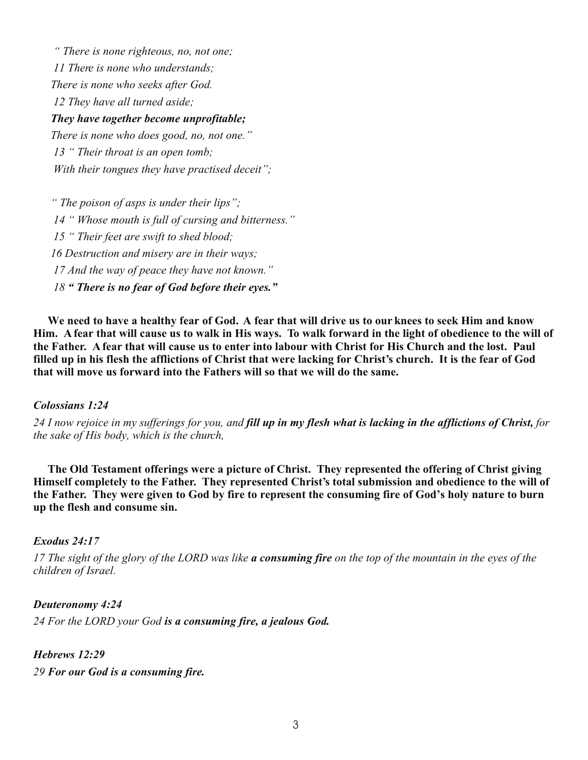*" There is none righteous, no, not one;*

*11 There is none who understands;*

*There is none who seeks after God.*

*12 They have all turned aside;*

***They have together become unprofitable;***

*There is none who does good, no, not one."*

*13 " Their throat is an open tomb;*

*With their tongues they have practised deceit";*

*" The poison of asps is under their lips";*

*14 " Whose mouth is full of cursing and bitterness."*

*15 " Their feet are swift to shed blood;*

*16 Destruction and misery are in their ways;*

*17 And the way of peace they have not known."*

*18* ***" There is no fear of God before their eyes."***

**We need to have a healthy fear of God. A fear that will drive us to our knees to seek Him and know Him. A fear that will cause us to walk in His ways. To walk forward in the light of obedience to the will of the Father. A fear that will cause us to enter into labour with Christ for His Church and the lost. Paul filled up in his flesh the afflictions of Christ that were lacking for Christ's church. It is the fear of God that will move us forward into the Fathers will so that we will do the same.**

***Colossians 1:24***

*24 I now rejoice in my sufferings for you, and* ***fill up in my flesh what is lacking in the afflictions of Christ,*** *for the sake of His body, which is the church,*

**The Old Testament offerings were a picture of Christ. They represented the offering of Christ giving Himself completely to the Father. They represented Christ's total submission and obedience to the will of the Father. They were given to God by fire to represent the consuming fire of God's holy nature to burn up the flesh and consume sin.**

***Exodus 24:17***

*17 The sight of the glory of the LORD was like* ***a consuming fire*** *on the top of the mountain in the eyes of the children of Israel.*

***Deuteronomy 4:24***

*24 For the LORD your God* ***is a consuming fire, a jealous God.***

***Hebrews 12:29***

*29* ***For our God is a consuming fire.***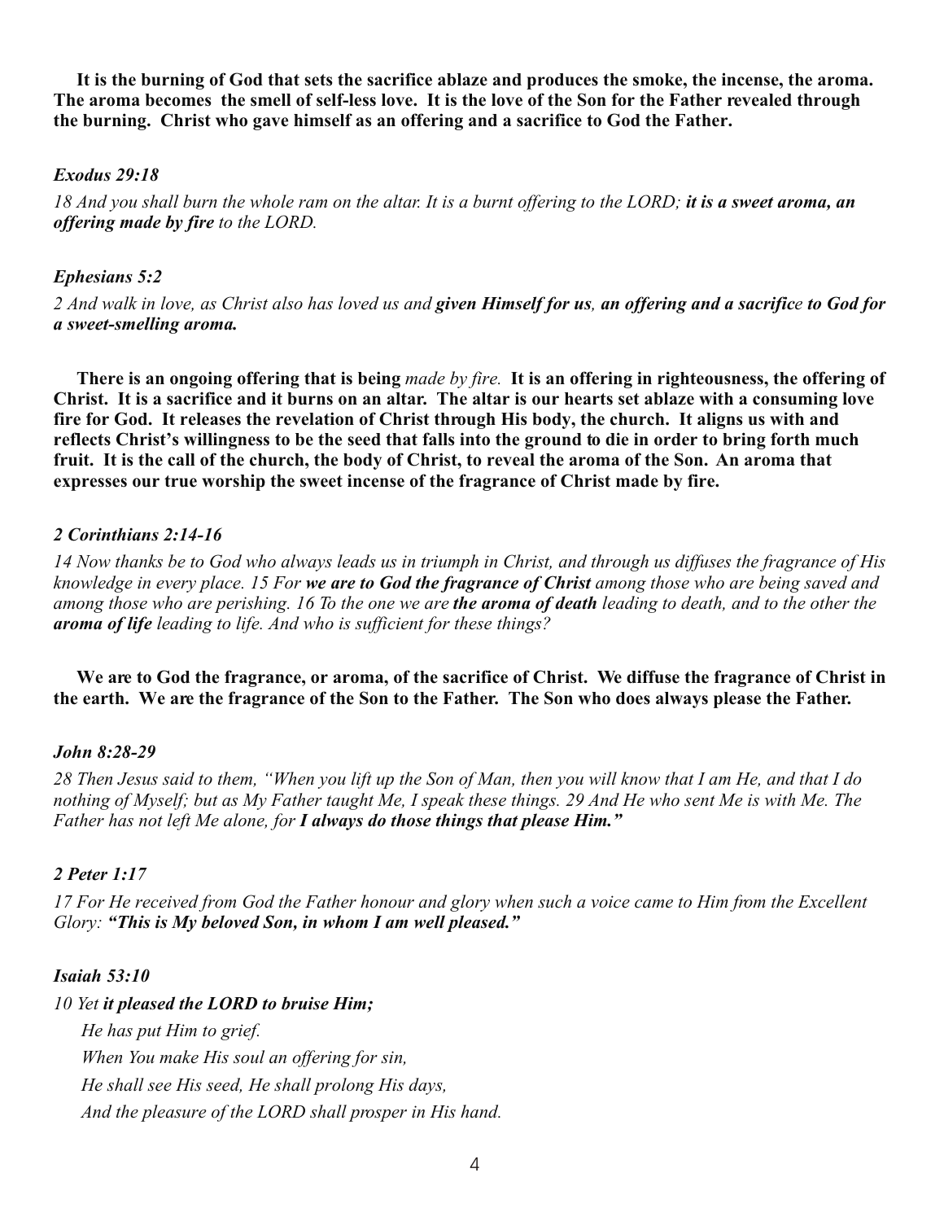**It is the burning of God that sets the sacrifice ablaze and produces the smoke, the incense, the aroma. The aroma becomes the smell of self-less love. It is the love of the Son for the Father revealed through the burning. Christ who gave himself as an offering and a sacrifice to God the Father.**

***Exodus 29:18***

*18 And you shall burn the whole ram on the altar. It is a burnt offering to the LORD; **it is a sweet aroma, an offering made by fire** to the LORD.*

***Ephesians 5:2***

*2 And walk in love, as Christ also has loved us and **given Himself for us**, **an offering and a sacrifice to God for a sweet-smelling aroma.***

**There is an ongoing offering that is being** *made by fire.* **It is an offering in righteousness, the offering of Christ. It is a sacrifice and it burns on an altar. The altar is our hearts set ablaze with a consuming love fire for God. It releases the revelation of Christ through His body, the church. It aligns us with and reflects Christ's willingness to be the seed that falls into the ground to die in order to bring forth much fruit. It is the call of the church, the body of Christ, to reveal the aroma of the Son. An aroma that expresses our true worship the sweet incense of the fragrance of Christ made by fire.**

***2 Corinthians 2:14-16***

*14 Now thanks be to God who always leads us in triumph in Christ, and through us diffuses the fragrance of His knowledge in every place. 15 For **we are to God the fragrance of Christ** among those who are being saved and among those who are perishing. 16 To the one we are **the aroma of death** leading to death, and to the other the **aroma of life** leading to life. And who is sufficient for these things?*

**We are to God the fragrance, or aroma, of the sacrifice of Christ. We diffuse the fragrance of Christ in the earth. We are the fragrance of the Son to the Father. The Son who does always please the Father.**

***John 8:28-29***

*28 Then Jesus said to them, "When you lift up the Son of Man, then you will know that I am He, and that I do nothing of Myself; but as My Father taught Me, I speak these things. 29 And He who sent Me is with Me. The Father has not left Me alone, for **I always do those things that please Him."***

***2 Peter 1:17***

*17 For He received from God the Father honour and glory when such a voice came to Him from the Excellent Glory: **"This is My beloved Son, in whom I am well pleased."***

***Isaiah 53:10***

*10 Yet **it pleased the LORD to bruise Him;***
*He has put Him to grief.*
*When You make His soul an offering for sin,*
*He shall see His seed, He shall prolong His days,*
*And the pleasure of the LORD shall prosper in His hand.*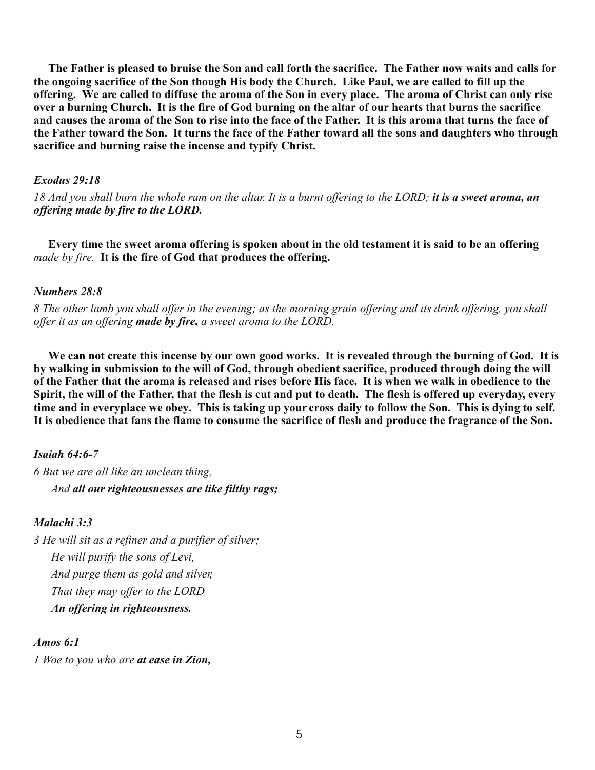**The Father is pleased to bruise the Son and call forth the sacrifice. The Father now waits and calls for the ongoing sacrifice of the Son though His body the Church. Like Paul, we are called to fill up the offering. We are called to diffuse the aroma of the Son in every place. The aroma of Christ can only rise over a burning Church. It is the fire of God burning on the altar of our hearts that burns the sacrifice and causes the aroma of the Son to rise into the face of the Father. It is this aroma that turns the face of the Father toward the Son. It turns the face of the Father toward all the sons and daughters who through sacrifice and burning raise the incense and typify Christ.**

***Exodus 29:18***

*18 And you shall burn the whole ram on the altar. It is a burnt offering to the LORD;* ***it is a sweet aroma, an offering made by fire to the LORD.***

**Every time the sweet aroma offering is spoken about in the old testament it is said to be an offering** *made by fire.* **It is the fire of God that produces the offering.**

***Numbers 28:8***

*8 The other lamb you shall offer in the evening; as the morning grain offering and its drink offering, you shall offer it as an offering* ***made by fire,*** *a sweet aroma to the LORD.*

**We can not create this incense by our own good works. It is revealed through the burning of God. It is by walking in submission to the will of God, through obedient sacrifice, produced through doing the will of the Father that the aroma is released and rises before His face. It is when we walk in obedience to the Spirit, the will of the Father, that the flesh is cut and put to death. The flesh is offered up everyday, every time and in everyplace we obey. This is taking up your cross daily to follow the Son. This is dying to self. It is obedience that fans the flame to consume the sacrifice of flesh and produce the fragrance of the Son.**

***Isaiah 64:6-7***

*6 But we are all like an unclean thing,*
*And* ***all our righteousnesses are like filthy rags;***

***Malachi 3:3***

*3 He will sit as a refiner and a purifier of silver;*
*He will purify the sons of Levi,*
*And purge them as gold and silver,*
*That they may offer to the LORD*
***An offering in righteousness.***

***Amos 6:1***

*1 Woe to you who are* ***at ease in Zion,***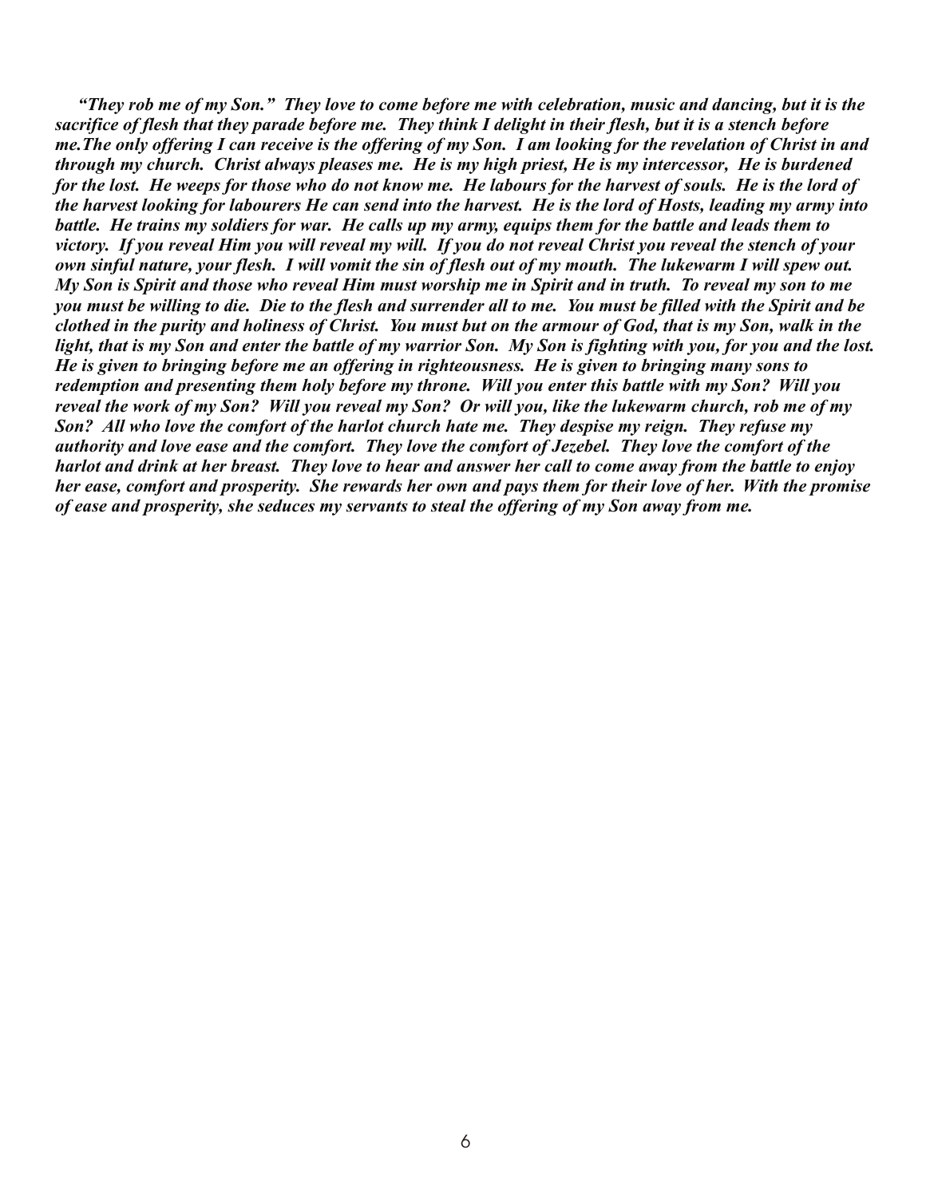*"They rob me of my Son." They love to come before me with celebration, music and dancing, but it is the sacrifice of flesh that they parade before me. They think I delight in their flesh, but it is a stench before me.The only offering I can receive is the offering of my Son. I am looking for the revelation of Christ in and through my church. Christ always pleases me. He is my high priest, He is my intercessor, He is burdened for the lost. He weeps for those who do not know me. He labours for the harvest of souls. He is the lord of the harvest looking for labourers He can send into the harvest. He is the lord of Hosts, leading my army into battle. He trains my soldiers for war. He calls up my army, equips them for the battle and leads them to victory. If you reveal Him you will reveal my will. If you do not reveal Christ you reveal the stench of your own sinful nature, your flesh. I will vomit the sin of flesh out of my mouth. The lukewarm I will spew out. My Son is Spirit and those who reveal Him must worship me in Spirit and in truth. To reveal my son to me you must be willing to die. Die to the flesh and surrender all to me. You must be filled with the Spirit and be clothed in the purity and holiness of Christ. You must but on the armour of God, that is my Son, walk in the light, that is my Son and enter the battle of my warrior Son. My Son is fighting with you, for you and the lost. He is given to bringing before me an offering in righteousness. He is given to bringing many sons to redemption and presenting them holy before my throne. Will you enter this battle with my Son? Will you reveal the work of my Son? Will you reveal my Son? Or will you, like the lukewarm church, rob me of my Son? All who love the comfort of the harlot church hate me. They despise my reign. They refuse my authority and love ease and the comfort. They love the comfort of Jezebel. They love the comfort of the harlot and drink at her breast. They love to hear and answer her call to come away from the battle to enjoy her ease, comfort and prosperity. She rewards her own and pays them for their love of her. With the promise of ease and prosperity, she seduces my servants to steal the offering of my Son away from me.*